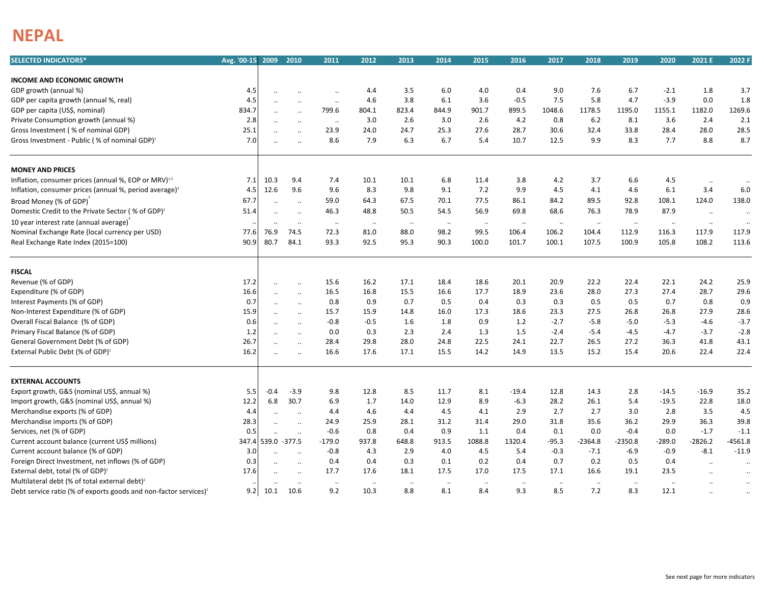# NEPAL

| SELECTED INDICATORS* | Avg. '00-15 | 2009 | 2010 | 2011 | 2012 | 2013 | 2014 | 2015 | 2016 | 2017 | 2018 | 2019 | 2020 | 2021 E | 2022 F |
|---|---|---|---|---|---|---|---|---|---|---|---|---|---|---|---|
| **INCOME AND ECONOMIC GROWTH** | | | | | | | | | | | | | | | |
| GDP growth (annual %) | 4.5 | .. | .. | .. | 4.4 | 3.5 | 6.0 | 4.0 | 0.4 | 9.0 | 7.6 | 6.7 | -2.1 | 1.8 | 3.7 |
| GDP per capita growth (annual %, real) | 4.5 | .. | .. | .. | 4.6 | 3.8 | 6.1 | 3.6 | -0.5 | 7.5 | 5.8 | 4.7 | -3.9 | 0.0 | 1.8 |
| GDP per capita (US$, nominal) | 834.7 | .. | .. | 799.6 | 804.1 | 823.4 | 844.9 | 901.7 | 899.5 | 1048.6 | 1178.5 | 1195.0 | 1155.1 | 1182.0 | 1269.6 |
| Private Consumption growth (annual %) | 2.8 | .. | .. | .. | 3.0 | 2.6 | 3.0 | 2.6 | 4.2 | 0.8 | 6.2 | 8.1 | 3.6 | 2.4 | 2.1 |
| Gross Investment ( % of nominal GDP) | 25.1 | .. | .. | 23.9 | 24.0 | 24.7 | 25.3 | 27.6 | 28.7 | 30.6 | 32.4 | 33.8 | 28.4 | 28.0 | 28.5 |
| Gross Investment - Public ( % of nominal GDP)[2] | 7.0 | .. | .. | 8.6 | 7.9 | 6.3 | 6.7 | 5.4 | 10.7 | 12.5 | 9.9 | 8.3 | 7.7 | 8.8 | 8.7 |
| **MONEY AND PRICES** | | | | | | | | | | | | | | | |
| Inflation, consumer prices (annual %, EOP or MRV)[1,3] | 7.1 | 10.3 | 9.4 | 7.4 | 10.1 | 10.1 | 6.8 | 11.4 | 3.8 | 4.2 | 3.7 | 6.6 | 4.5 | .. | .. |
| Inflation, consumer prices (annual %, period average)[3] | 4.5 | 12.6 | 9.6 | 9.6 | 8.3 | 9.8 | 9.1 | 7.2 | 9.9 | 4.5 | 4.1 | 4.6 | 6.1 | 3.4 | 6.0 |
| Broad Money (% of GDP)[2] | 67.7 | .. | .. | 59.0 | 64.3 | 67.5 | 70.1 | 77.5 | 86.1 | 84.2 | 89.5 | 92.8 | 108.1 | 124.0 | 138.0 |
| Domestic Credit to the Private Sector ( % of GDP)[2] | 51.4 | .. | .. | 46.3 | 48.8 | 50.5 | 54.5 | 56.9 | 69.8 | 68.6 | 76.3 | 78.9 | 87.9 | .. | .. |
| 10 year interest rate (annual average)[3] | .. | .. | .. | .. | .. | .. | .. | .. | .. | .. | .. | .. | .. | .. | .. |
| Nominal Exchange Rate (local currency per USD) | 77.6 | 76.9 | 74.5 | 72.3 | 81.0 | 88.0 | 98.2 | 99.5 | 106.4 | 106.2 | 104.4 | 112.9 | 116.3 | 117.9 | 117.9 |
| Real Exchange Rate Index (2015=100) | 90.9 | 80.7 | 84.1 | 93.3 | 92.5 | 95.3 | 90.3 | 100.0 | 101.7 | 100.1 | 107.5 | 100.9 | 105.8 | 108.2 | 113.6 |
| **FISCAL** | | | | | | | | | | | | | | | |
| Revenue (% of GDP) | 17.2 | .. | .. | 15.6 | 16.2 | 17.1 | 18.4 | 18.6 | 20.1 | 20.9 | 22.2 | 22.4 | 22.1 | 24.2 | 25.9 |
| Expenditure (% of GDP) | 16.6 | .. | .. | 16.5 | 16.8 | 15.5 | 16.6 | 17.7 | 18.9 | 23.6 | 28.0 | 27.3 | 27.4 | 28.7 | 29.6 |
| Interest Payments (% of GDP) | 0.7 | .. | .. | 0.8 | 0.9 | 0.7 | 0.5 | 0.4 | 0.3 | 0.3 | 0.5 | 0.5 | 0.7 | 0.8 | 0.9 |
| Non-Interest Expenditure (% of GDP) | 15.9 | .. | .. | 15.7 | 15.9 | 14.8 | 16.0 | 17.3 | 18.6 | 23.3 | 27.5 | 26.8 | 26.8 | 27.9 | 28.6 |
| Overall Fiscal Balance (% of GDP) | 0.6 | .. | .. | -0.8 | -0.5 | 1.6 | 1.8 | 0.9 | 1.2 | -2.7 | -5.8 | -5.0 | -5.3 | -4.6 | -3.7 |
| Primary Fiscal Balance (% of GDP) | 1.2 | .. | .. | 0.0 | 0.3 | 2.3 | 2.4 | 1.3 | 1.5 | -2.4 | -5.4 | -4.5 | -4.7 | -3.7 | -2.8 |
| General Government Debt (% of GDP) | 26.7 | .. | .. | 28.4 | 29.8 | 28.0 | 24.8 | 22.5 | 24.1 | 22.7 | 26.5 | 27.2 | 36.3 | 41.8 | 43.1 |
| External Public Debt (% of GDP)[2] | 16.2 | .. | .. | 16.6 | 17.6 | 17.1 | 15.5 | 14.2 | 14.9 | 13.5 | 15.2 | 15.4 | 20.6 | 22.4 | 22.4 |
| **EXTERNAL ACCOUNTS** | | | | | | | | | | | | | | | |
| Export growth, G&S (nominal US$, annual %) | 5.5 | -0.4 | -3.9 | 9.8 | 12.8 | 8.5 | 11.7 | 8.1 | -19.4 | 12.8 | 14.3 | 2.8 | -14.5 | -16.9 | 35.2 |
| Import growth, G&S (nominal US$, annual %) | 12.2 | 6.8 | 30.7 | 6.9 | 1.7 | 14.0 | 12.9 | 8.9 | -6.3 | 28.2 | 26.1 | 5.4 | -19.5 | 22.8 | 18.0 |
| Merchandise exports (% of GDP) | 4.4 | .. | .. | 4.4 | 4.6 | 4.4 | 4.5 | 4.1 | 2.9 | 2.7 | 2.7 | 3.0 | 2.8 | 3.5 | 4.5 |
| Merchandise imports (% of GDP) | 28.3 | .. | .. | 24.9 | 25.9 | 28.1 | 31.2 | 31.4 | 29.0 | 31.8 | 35.6 | 36.2 | 29.9 | 36.3 | 39.8 |
| Services, net (% of GDP) | 0.5 | .. | .. | -0.6 | 0.8 | 0.4 | 0.9 | 1.1 | 0.4 | 0.1 | 0.0 | -0.4 | 0.0 | -1.7 | -1.1 |
| Current account balance (current US$ millions) | 347.4 | 539.0 | -377.5 | -179.0 | 937.8 | 648.8 | 913.5 | 1088.8 | 1320.4 | -95.3 | -2364.8 | -2350.8 | -289.0 | -2826.2 | -4561.8 |
| Current account balance (% of GDP) | 3.0 | .. | .. | -0.8 | 4.3 | 2.9 | 4.0 | 4.5 | 5.4 | -0.3 | -7.1 | -6.9 | -0.9 | -8.1 | -11.9 |
| Foreign Direct Investment, net inflows (% of GDP) | 0.3 | .. | .. | 0.4 | 0.4 | 0.3 | 0.1 | 0.2 | 0.4 | 0.7 | 0.2 | 0.5 | 0.4 | .. | .. |
| External debt, total (% of GDP)[2] | 17.6 | .. | .. | 17.7 | 17.6 | 18.1 | 17.5 | 17.0 | 17.5 | 17.1 | 16.6 | 19.1 | 23.5 | .. | .. |
| Multilateral debt (% of total external debt)[2] | .. | .. | .. | .. | .. | .. | .. | .. | .. | .. | .. | .. | .. | .. | .. |
| Debt service ratio (% of exports goods and non-factor services)[2] | 9.2 | 10.1 | 10.6 | 9.2 | 10.3 | 8.8 | 8.1 | 8.4 | 9.3 | 8.5 | 7.2 | 8.3 | 12.1 | .. | .. |

See next page for more indicators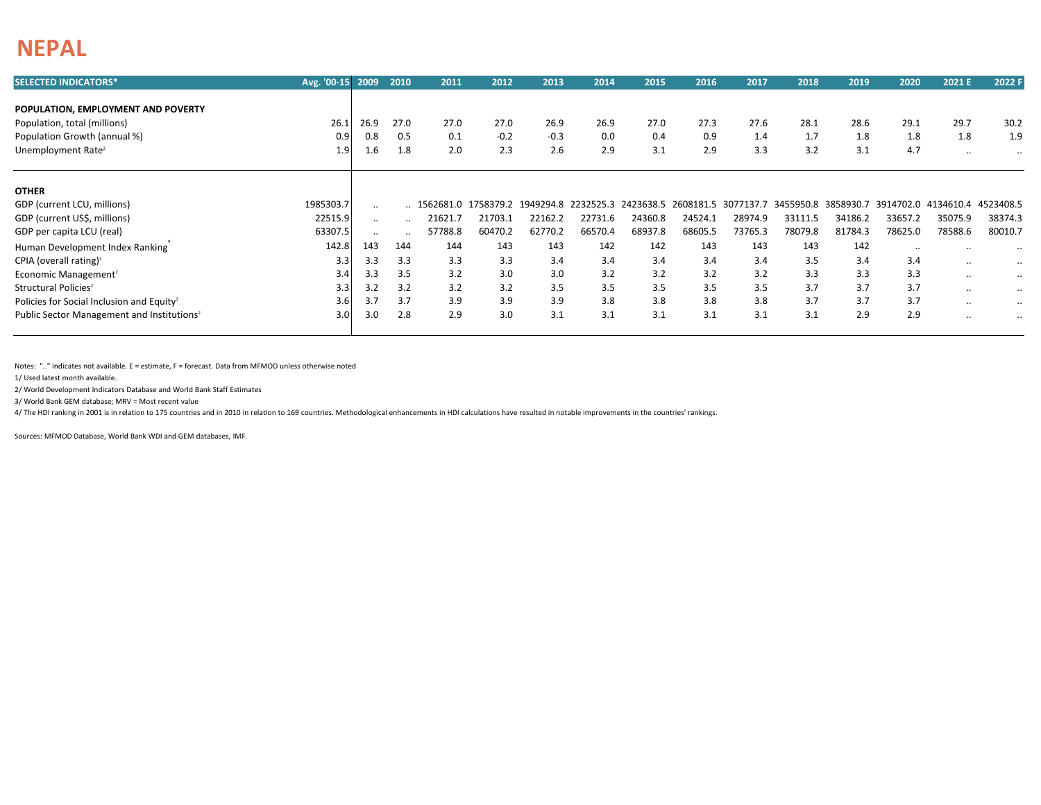# NEPAL

| SELECTED INDICATORS* | Avg. '00-15 | 2009 | 2010 | 2011 | 2012 | 2013 | 2014 | 2015 | 2016 | 2017 | 2018 | 2019 | 2020 | 2021 E | 2022 F |
|---|---|---|---|---|---|---|---|---|---|---|---|---|---|---|---|
| **POPULATION, EMPLOYMENT AND POVERTY** | | | | | | | | | | | | | | | |
| Population, total (millions) | 26.1 | 26.9 | 27.0 | 27.0 | 27.0 | 26.9 | 26.9 | 27.0 | 27.3 | 27.6 | 28.1 | 28.6 | 29.1 | 29.7 | 30.2 |
| Population Growth (annual %) | 0.9 | 0.8 | 0.5 | 0.1 | -0.2 | -0.3 | 0.0 | 0.4 | 0.9 | 1.4 | 1.7 | 1.8 | 1.8 | 1.8 | 1.9 |
| Unemployment Rate[2] | 1.9 | 1.6 | 1.8 | 2.0 | 2.3 | 2.6 | 2.9 | 3.1 | 2.9 | 3.3 | 3.2 | 3.1 | 4.7 | .. | .. |
| **OTHER** | | | | | | | | | | | | | | | |
| GDP (current LCU, millions) | 1985303.7 | .. | .. | 1562681.0 | 1758379.2 | 1949294.8 | 2232525.3 | 2423638.5 | 2608181.5 | 3077137.7 | 3455950.8 | 3858930.7 | 3914702.0 | 4134610.4 | 4523408.5 |
| GDP (current US$, millions) | 22515.9 | .. | .. | 21621.7 | 21703.1 | 22162.2 | 22731.6 | 24360.8 | 24524.1 | 28974.9 | 33111.5 | 34186.2 | 33657.2 | 35075.9 | 38374.3 |
| GDP per capita LCU (real) | 63307.5 | .. | .. | 57788.8 | 60470.2 | 62770.2 | 66570.4 | 68937.8 | 68605.5 | 73765.3 | 78079.8 | 81784.3 | 78625.0 | 78588.6 | 80010.7 |
| Human Development Index Ranking[4] | 142.8 | 143 | 144 | 144 | 143 | 143 | 142 | 142 | 143 | 143 | 143 | 142 | .. | .. | .. |
| CPIA (overall rating)[2] | 3.3 | 3.3 | 3.3 | 3.3 | 3.3 | 3.4 | 3.4 | 3.4 | 3.4 | 3.4 | 3.5 | 3.4 | 3.4 | .. | .. |
| Economic Management[2] | 3.4 | 3.3 | 3.5 | 3.2 | 3.0 | 3.0 | 3.2 | 3.2 | 3.2 | 3.2 | 3.3 | 3.3 | 3.3 | .. | .. |
| Structural Policies[2] | 3.3 | 3.2 | 3.2 | 3.2 | 3.2 | 3.5 | 3.5 | 3.5 | 3.5 | 3.5 | 3.7 | 3.7 | 3.7 | .. | .. |
| Policies for Social Inclusion and Equity[2] | 3.6 | 3.7 | 3.7 | 3.9 | 3.9 | 3.9 | 3.8 | 3.8 | 3.8 | 3.8 | 3.7 | 3.7 | 3.7 | .. | .. |
| Public Sector Management and Institutions[2] | 3.0 | 3.0 | 2.8 | 2.9 | 3.0 | 3.1 | 3.1 | 3.1 | 3.1 | 3.1 | 3.1 | 2.9 | 2.9 | .. | .. |

Notes: ".." indicates not available. E = estimate, F = forecast. Data from MFMOD unless otherwise noted

1/ Used latest month available.

2/ World Development Indicators Database and World Bank Staff Estimates

3/ World Bank GEM database; MRV = Most recent value

4/ The HDI ranking in 2001 is in relation to 175 countries and in 2010 in relation to 169 countries. Methodological enhancements in HDI calculations have resulted in notable improvements in the countries' rankings.

Sources: MFMOD Database, World Bank WDI and GEM databases, IMF.